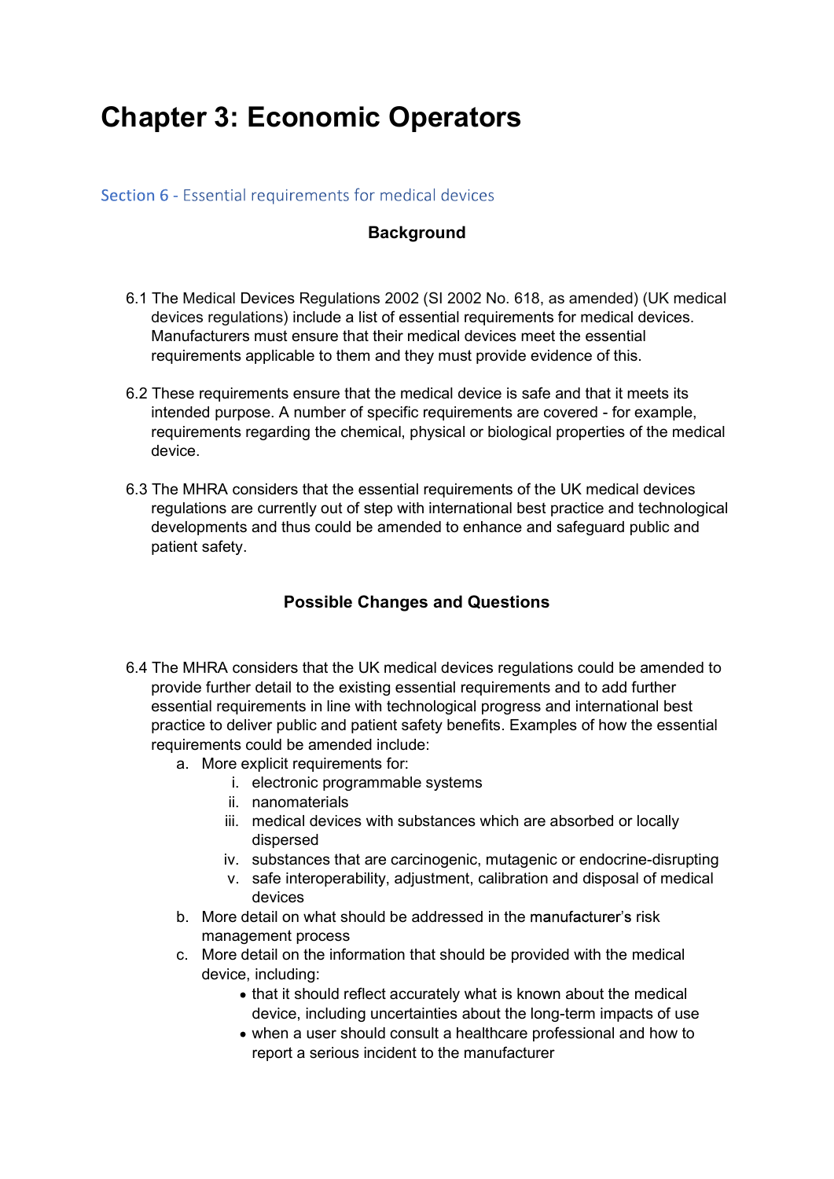# Chapter 3: Economic Operators

## Section 6 - Essential requirements for medical devices

### Background

6.1 The Medical Devices Regulations 2002 (SI 2002 No. 618, as amended) (UK medical devices regulations) include a list of essential requirements for medical devices. Manufacturers must ensure that their medical devices meet the essential requirements applicable to them and they must provide evidence of this.

6.2 These requirements ensure that the medical device is safe and that it meets its intended purpose. A number of specific requirements are covered - for example, requirements regarding the chemical, physical or biological properties of the medical device.

6.3 The MHRA considers that the essential requirements of the UK medical devices regulations are currently out of step with international best practice and technological developments and thus could be amended to enhance and safeguard public and patient safety.

### Possible Changes and Questions

6.4 The MHRA considers that the UK medical devices regulations could be amended to provide further detail to the existing essential requirements and to add further essential requirements in line with technological progress and international best practice to deliver public and patient safety benefits. Examples of how the essential requirements could be amended include:

a. More explicit requirements for:
   i. electronic programmable systems
   ii. nanomaterials
   iii. medical devices with substances which are absorbed or locally dispersed
   iv. substances that are carcinogenic, mutagenic or endocrine-disrupting
   v. safe interoperability, adjustment, calibration and disposal of medical devices

b. More detail on what should be addressed in the manufacturer's risk management process

c. More detail on the information that should be provided with the medical device, including:
   - that it should reflect accurately what is known about the medical device, including uncertainties about the long-term impacts of use
   - when a user should consult a healthcare professional and how to report a serious incident to the manufacturer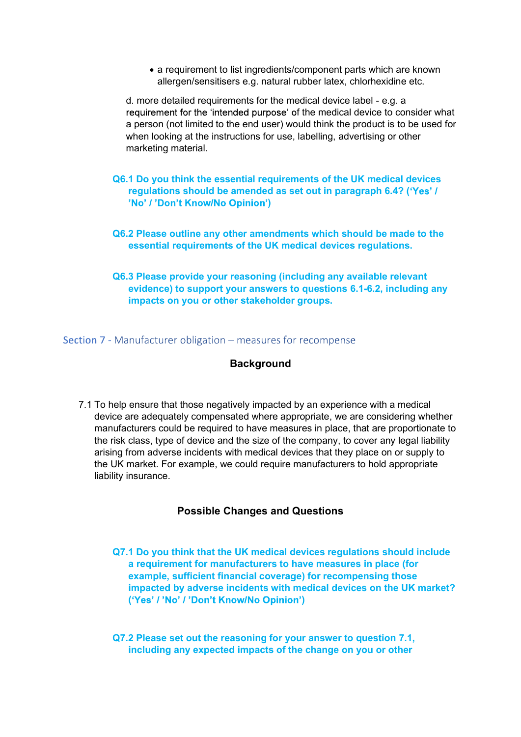- a requirement to list ingredients/component parts which are known allergen/sensitisers e.g. natural rubber latex, chlorhexidine etc.

d. more detailed requirements for the medical device label - e.g. a requirement for the 'intended purpose' of the medical device to consider what a person (not limited to the end user) would think the product is to be used for when looking at the instructions for use, labelling, advertising or other marketing material.

**Q6.1 Do you think the essential requirements of the UK medical devices regulations should be amended as set out in paragraph 6.4? ('Yes' / 'No' / 'Don't Know/No Opinion')**

**Q6.2 Please outline any other amendments which should be made to the essential requirements of the UK medical devices regulations.**

**Q6.3 Please provide your reasoning (including any available relevant evidence) to support your answers to questions 6.1-6.2, including any impacts on you or other stakeholder groups.**

## Section 7 - Manufacturer obligation – measures for recompense

### Background

7.1 To help ensure that those negatively impacted by an experience with a medical device are adequately compensated where appropriate, we are considering whether manufacturers could be required to have measures in place, that are proportionate to the risk class, type of device and the size of the company, to cover any legal liability arising from adverse incidents with medical devices that they place on or supply to the UK market. For example, we could require manufacturers to hold appropriate liability insurance.

### Possible Changes and Questions

**Q7.1 Do you think that the UK medical devices regulations should include a requirement for manufacturers to have measures in place (for example, sufficient financial coverage) for recompensing those impacted by adverse incidents with medical devices on the UK market? ('Yes' / 'No' / 'Don't Know/No Opinion')**

**Q7.2 Please set out the reasoning for your answer to question 7.1, including any expected impacts of the change on you or other**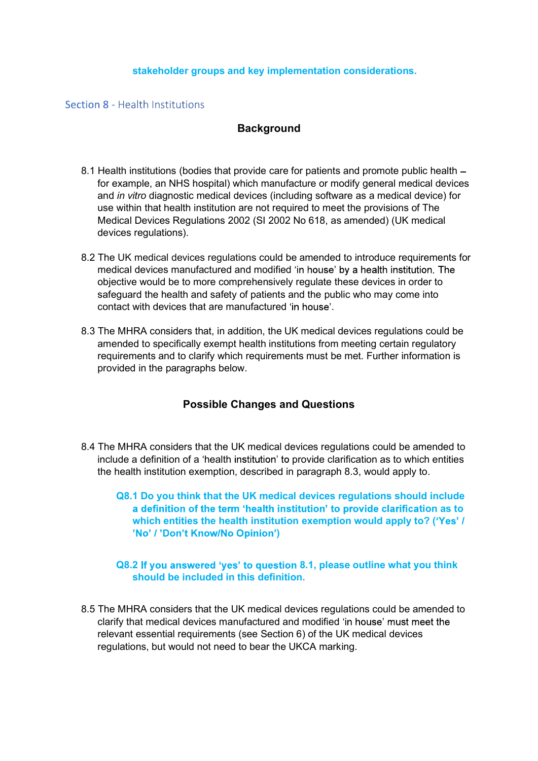**stakeholder groups and key implementation considerations.**

## Section 8 - Health Institutions

### Background

8.1 Health institutions (bodies that provide care for patients and promote public health – for example, an NHS hospital) which manufacture or modify general medical devices and *in vitro* diagnostic medical devices (including software as a medical device) for use within that health institution are not required to meet the provisions of The Medical Devices Regulations 2002 (SI 2002 No 618, as amended) (UK medical devices regulations).

8.2 The UK medical devices regulations could be amended to introduce requirements for medical devices manufactured and modified 'in house' by a health institution. The objective would be to more comprehensively regulate these devices in order to safeguard the health and safety of patients and the public who may come into contact with devices that are manufactured 'in house'.

8.3 The MHRA considers that, in addition, the UK medical devices regulations could be amended to specifically exempt health institutions from meeting certain regulatory requirements and to clarify which requirements must be met. Further information is provided in the paragraphs below.

### Possible Changes and Questions

8.4 The MHRA considers that the UK medical devices regulations could be amended to include a definition of a 'health institution' to provide clarification as to which entities the health institution exemption, described in paragraph 8.3, would apply to.

**Q8.1 Do you think that the UK medical devices regulations should include a definition of the term 'health institution' to provide clarification as to which entities the health institution exemption would apply to? ('Yes' / 'No' / 'Don't Know/No Opinion')**

**Q8.2 If you answered 'yes' to question 8.1, please outline what you think should be included in this definition.**

8.5 The MHRA considers that the UK medical devices regulations could be amended to clarify that medical devices manufactured and modified 'in house' must meet the relevant essential requirements (see Section 6) of the UK medical devices regulations, but would not need to bear the UKCA marking.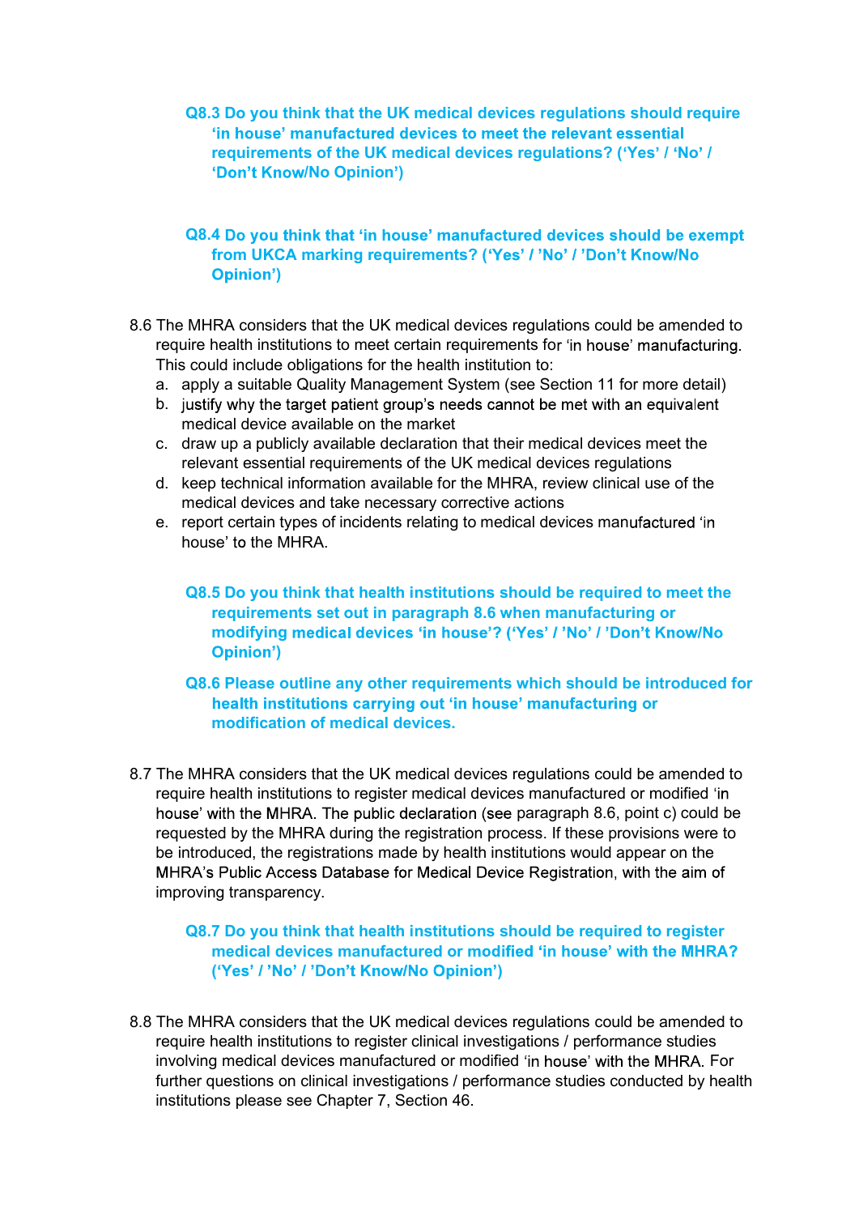**Q8.3 Do you think that the UK medical devices regulations should require 'in house' manufactured devices to meet the relevant essential requirements of the UK medical devices regulations? ('Yes' / 'No' / 'Don't Know/No Opinion')**

**Q8.4 Do you think that 'in house' manufactured devices should be exempt from UKCA marking requirements? ('Yes' / 'No' / 'Don't Know/No Opinion')**

8.6 The MHRA considers that the UK medical devices regulations could be amended to require health institutions to meet certain requirements for 'in house' manufacturing. This could include obligations for the health institution to:

a. apply a suitable Quality Management System (see Section 11 for more detail)
b. justify why the target patient group's needs cannot be met with an equivalent medical device available on the market
c. draw up a publicly available declaration that their medical devices meet the relevant essential requirements of the UK medical devices regulations
d. keep technical information available for the MHRA, review clinical use of the medical devices and take necessary corrective actions
e. report certain types of incidents relating to medical devices manufactured 'in house' to the MHRA.

**Q8.5 Do you think that health institutions should be required to meet the requirements set out in paragraph 8.6 when manufacturing or modifying medical devices 'in house'? ('Yes' / 'No' / 'Don't Know/No Opinion')**

**Q8.6 Please outline any other requirements which should be introduced for health institutions carrying out 'in house' manufacturing or modification of medical devices.**

8.7 The MHRA considers that the UK medical devices regulations could be amended to require health institutions to register medical devices manufactured or modified 'in house' with the MHRA. The public declaration (see paragraph 8.6, point c) could be requested by the MHRA during the registration process. If these provisions were to be introduced, the registrations made by health institutions would appear on the MHRA's Public Access Database for Medical Device Registration, with the aim of improving transparency.

**Q8.7 Do you think that health institutions should be required to register medical devices manufactured or modified 'in house' with the MHRA? ('Yes' / 'No' / 'Don't Know/No Opinion')**

8.8 The MHRA considers that the UK medical devices regulations could be amended to require health institutions to register clinical investigations / performance studies involving medical devices manufactured or modified 'in house' with the MHRA. For further questions on clinical investigations / performance studies conducted by health institutions please see Chapter 7, Section 46.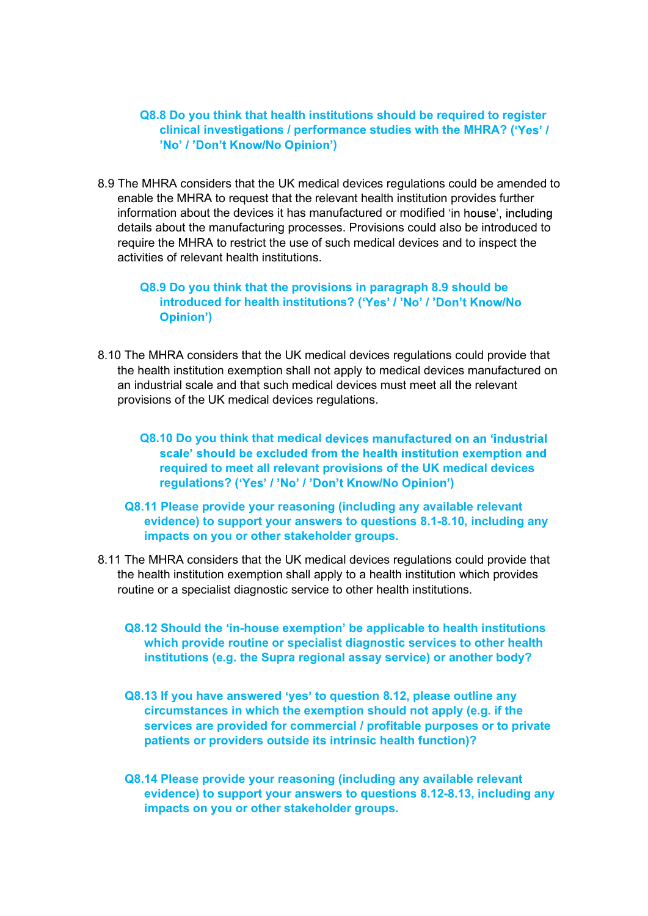**Q8.8 Do you think that health institutions should be required to register clinical investigations / performance studies with the MHRA? ('Yes' / 'No' / 'Don't Know/No Opinion')**

8.9 The MHRA considers that the UK medical devices regulations could be amended to enable the MHRA to request that the relevant health institution provides further information about the devices it has manufactured or modified 'in house', including details about the manufacturing processes. Provisions could also be introduced to require the MHRA to restrict the use of such medical devices and to inspect the activities of relevant health institutions.

**Q8.9 Do you think that the provisions in paragraph 8.9 should be introduced for health institutions? ('Yes' / 'No' / 'Don't Know/No Opinion')**

8.10 The MHRA considers that the UK medical devices regulations could provide that the health institution exemption shall not apply to medical devices manufactured on an industrial scale and that such medical devices must meet all the relevant provisions of the UK medical devices regulations.

**Q8.10 Do you think that medical devices manufactured on an 'industrial scale' should be excluded from the health institution exemption and required to meet all relevant provisions of the UK medical devices regulations? ('Yes' / 'No' / 'Don't Know/No Opinion')**

**Q8.11 Please provide your reasoning (including any available relevant evidence) to support your answers to questions 8.1-8.10, including any impacts on you or other stakeholder groups.**

8.11 The MHRA considers that the UK medical devices regulations could provide that the health institution exemption shall apply to a health institution which provides routine or a specialist diagnostic service to other health institutions.

**Q8.12 Should the 'in-house exemption' be applicable to health institutions which provide routine or specialist diagnostic services to other health institutions (e.g. the Supra regional assay service) or another body?**

**Q8.13 If you have answered 'yes' to question 8.12, please outline any circumstances in which the exemption should not apply (e.g. if the services are provided for commercial / profitable purposes or to private patients or providers outside its intrinsic health function)?**

**Q8.14 Please provide your reasoning (including any available relevant evidence) to support your answers to questions 8.12-8.13, including any impacts on you or other stakeholder groups.**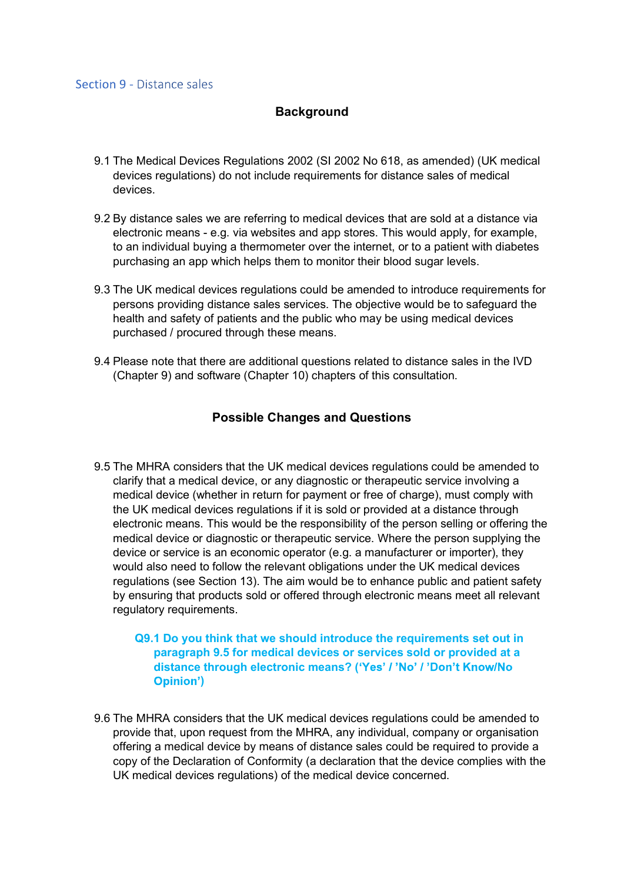## Section 9 - Distance sales

### Background

9.1 The Medical Devices Regulations 2002 (SI 2002 No 618, as amended) (UK medical devices regulations) do not include requirements for distance sales of medical devices.

9.2 By distance sales we are referring to medical devices that are sold at a distance via electronic means - e.g. via websites and app stores. This would apply, for example, to an individual buying a thermometer over the internet, or to a patient with diabetes purchasing an app which helps them to monitor their blood sugar levels.

9.3 The UK medical devices regulations could be amended to introduce requirements for persons providing distance sales services. The objective would be to safeguard the health and safety of patients and the public who may be using medical devices purchased / procured through these means.

9.4 Please note that there are additional questions related to distance sales in the IVD (Chapter 9) and software (Chapter 10) chapters of this consultation.

### Possible Changes and Questions

9.5 The MHRA considers that the UK medical devices regulations could be amended to clarify that a medical device, or any diagnostic or therapeutic service involving a medical device (whether in return for payment or free of charge), must comply with the UK medical devices regulations if it is sold or provided at a distance through electronic means. This would be the responsibility of the person selling or offering the medical device or diagnostic or therapeutic service. Where the person supplying the device or service is an economic operator (e.g. a manufacturer or importer), they would also need to follow the relevant obligations under the UK medical devices regulations (see Section 13). The aim would be to enhance public and patient safety by ensuring that products sold or offered through electronic means meet all relevant regulatory requirements.

**Q9.1 Do you think that we should introduce the requirements set out in paragraph 9.5 for medical devices or services sold or provided at a distance through electronic means? ('Yes' / 'No' / 'Don't Know/No Opinion')**

9.6 The MHRA considers that the UK medical devices regulations could be amended to provide that, upon request from the MHRA, any individual, company or organisation offering a medical device by means of distance sales could be required to provide a copy of the Declaration of Conformity (a declaration that the device complies with the UK medical devices regulations) of the medical device concerned.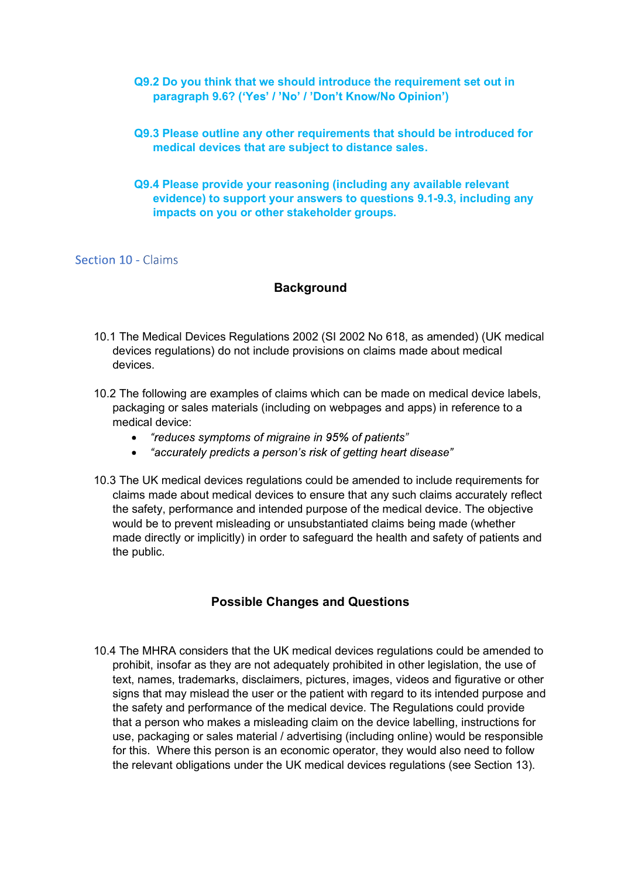**Q9.2 Do you think that we should introduce the requirement set out in paragraph 9.6? (‘Yes’ / ’No’ / ’Don’t Know/No Opinion’)**

**Q9.3 Please outline any other requirements that should be introduced for medical devices that are subject to distance sales.**

**Q9.4 Please provide your reasoning (including any available relevant evidence) to support your answers to questions 9.1-9.3, including any impacts on you or other stakeholder groups.**

## Section 10 - Claims

### Background

10.1 The Medical Devices Regulations 2002 (SI 2002 No 618, as amended) (UK medical devices regulations) do not include provisions on claims made about medical devices.

10.2 The following are examples of claims which can be made on medical device labels, packaging or sales materials (including on webpages and apps) in reference to a medical device:

- *“reduces symptoms of migraine in 95% of patients”*
- *“accurately predicts a person’s risk of getting heart disease”*

10.3 The UK medical devices regulations could be amended to include requirements for claims made about medical devices to ensure that any such claims accurately reflect the safety, performance and intended purpose of the medical device. The objective would be to prevent misleading or unsubstantiated claims being made (whether made directly or implicitly) in order to safeguard the health and safety of patients and the public.

### Possible Changes and Questions

10.4 The MHRA considers that the UK medical devices regulations could be amended to prohibit, insofar as they are not adequately prohibited in other legislation, the use of text, names, trademarks, disclaimers, pictures, images, videos and figurative or other signs that may mislead the user or the patient with regard to its intended purpose and the safety and performance of the medical device. The Regulations could provide that a person who makes a misleading claim on the device labelling, instructions for use, packaging or sales material / advertising (including online) would be responsible for this. Where this person is an economic operator, they would also need to follow the relevant obligations under the UK medical devices regulations (see Section 13).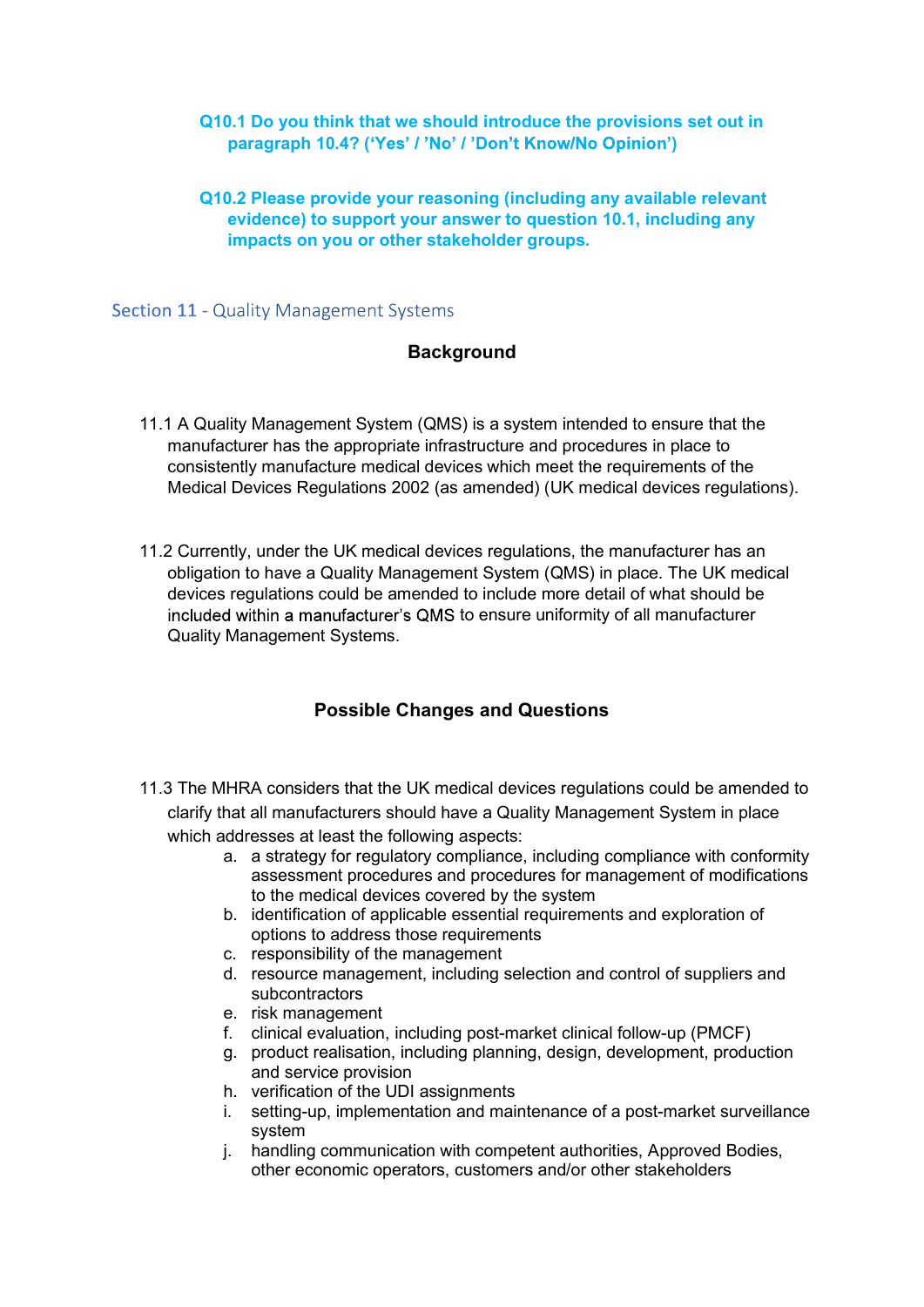**Q10.1 Do you think that we should introduce the provisions set out in paragraph 10.4? ('Yes' / 'No' / 'Don't Know/No Opinion')**

**Q10.2 Please provide your reasoning (including any available relevant evidence) to support your answer to question 10.1, including any impacts on you or other stakeholder groups.**

## Section 11 - Quality Management Systems

### Background

11.1 A Quality Management System (QMS) is a system intended to ensure that the manufacturer has the appropriate infrastructure and procedures in place to consistently manufacture medical devices which meet the requirements of the Medical Devices Regulations 2002 (as amended) (UK medical devices regulations).

11.2 Currently, under the UK medical devices regulations, the manufacturer has an obligation to have a Quality Management System (QMS) in place. The UK medical devices regulations could be amended to include more detail of what should be included within a manufacturer's QMS to ensure uniformity of all manufacturer Quality Management Systems.

### Possible Changes and Questions

11.3 The MHRA considers that the UK medical devices regulations could be amended to clarify that all manufacturers should have a Quality Management System in place which addresses at least the following aspects:

a. a strategy for regulatory compliance, including compliance with conformity assessment procedures and procedures for management of modifications to the medical devices covered by the system
b. identification of applicable essential requirements and exploration of options to address those requirements
c. responsibility of the management
d. resource management, including selection and control of suppliers and subcontractors
e. risk management
f. clinical evaluation, including post-market clinical follow-up (PMCF)
g. product realisation, including planning, design, development, production and service provision
h. verification of the UDI assignments
i. setting-up, implementation and maintenance of a post-market surveillance system
j. handling communication with competent authorities, Approved Bodies, other economic operators, customers and/or other stakeholders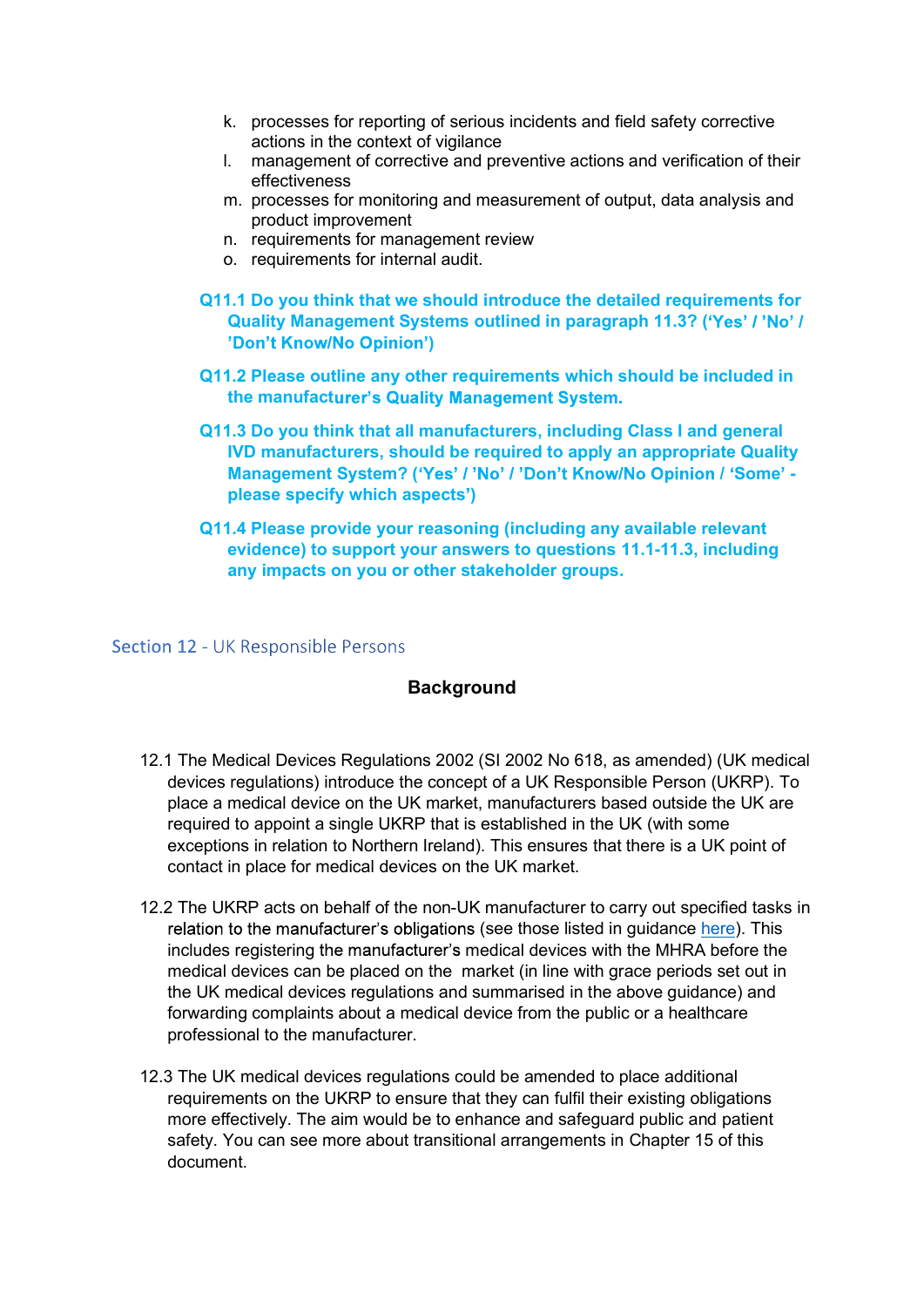k. processes for reporting of serious incidents and field safety corrective actions in the context of vigilance
l. management of corrective and preventive actions and verification of their effectiveness
m. processes for monitoring and measurement of output, data analysis and product improvement
n. requirements for management review
o. requirements for internal audit.

**Q11.1 Do you think that we should introduce the detailed requirements for Quality Management Systems outlined in paragraph 11.3? ('Yes' / 'No' / 'Don't Know/No Opinion')**

**Q11.2 Please outline any other requirements which should be included in the manufacturer's Quality Management System.**

**Q11.3 Do you think that all manufacturers, including Class I and general IVD manufacturers, should be required to apply an appropriate Quality Management System? ('Yes' / 'No' / 'Don't Know/No Opinion / 'Some' - please specify which aspects')**

**Q11.4 Please provide your reasoning (including any available relevant evidence) to support your answers to questions 11.1-11.3, including any impacts on you or other stakeholder groups.**

## Section 12 - UK Responsible Persons

### Background

12.1 The Medical Devices Regulations 2002 (SI 2002 No 618, as amended) (UK medical devices regulations) introduce the concept of a UK Responsible Person (UKRP). To place a medical device on the UK market, manufacturers based outside the UK are required to appoint a single UKRP that is established in the UK (with some exceptions in relation to Northern Ireland). This ensures that there is a UK point of contact in place for medical devices on the UK market.

12.2 The UKRP acts on behalf of the non-UK manufacturer to carry out specified tasks in relation to the manufacturer's obligations (see those listed in guidance here). This includes registering the manufacturer's medical devices with the MHRA before the medical devices can be placed on the market (in line with grace periods set out in the UK medical devices regulations and summarised in the above guidance) and forwarding complaints about a medical device from the public or a healthcare professional to the manufacturer.

12.3 The UK medical devices regulations could be amended to place additional requirements on the UKRP to ensure that they can fulfil their existing obligations more effectively. The aim would be to enhance and safeguard public and patient safety. You can see more about transitional arrangements in Chapter 15 of this document.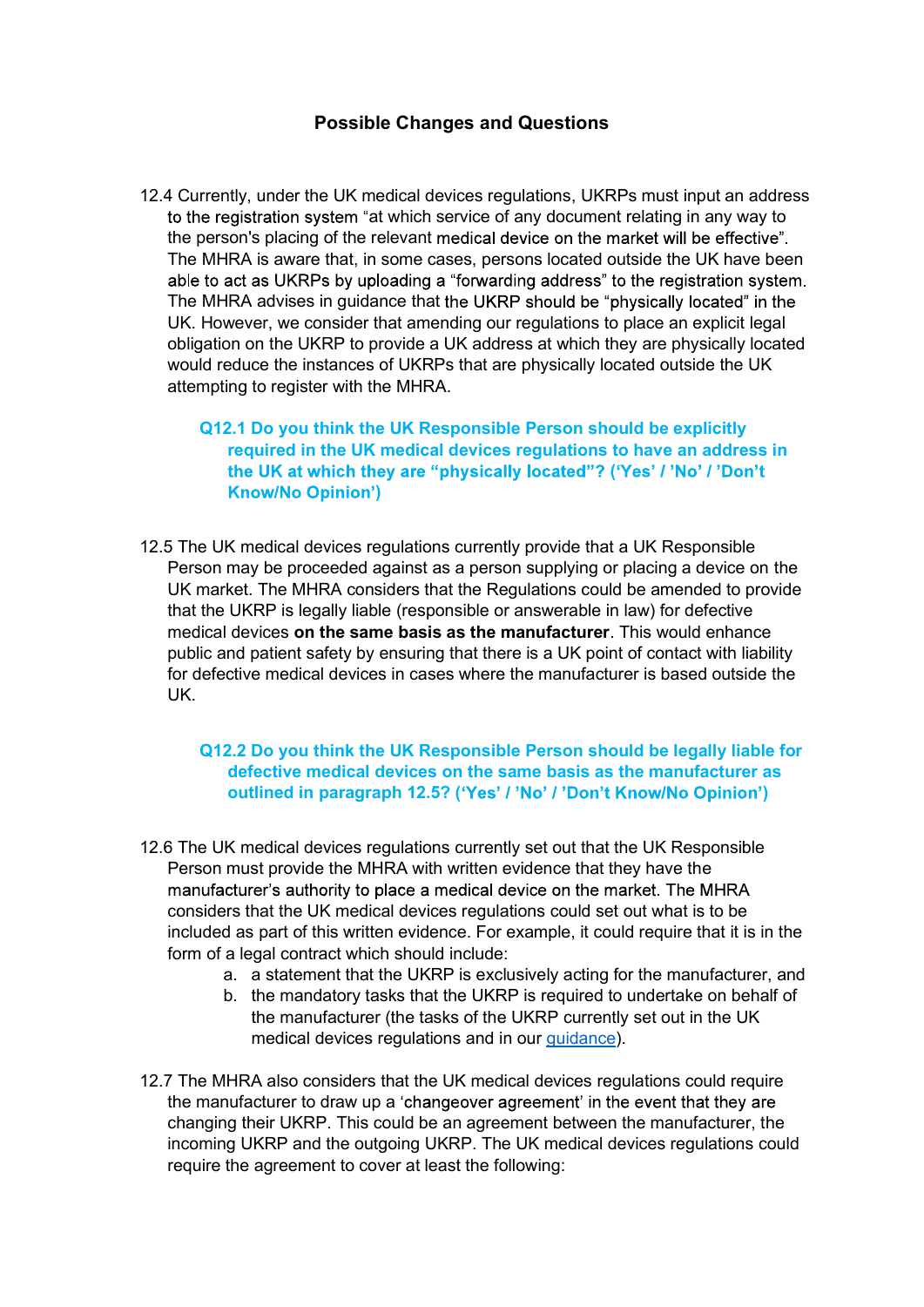## Possible Changes and Questions

12.4 Currently, under the UK medical devices regulations, UKRPs must input an address to the registration system "at which service of any document relating in any way to the person's placing of the relevant medical device on the market will be effective". The MHRA is aware that, in some cases, persons located outside the UK have been able to act as UKRPs by uploading a "forwarding address" to the registration system. The MHRA advises in guidance that the UKRP should be "physically located" in the UK. However, we consider that amending our regulations to place an explicit legal obligation on the UKRP to provide a UK address at which they are physically located would reduce the instances of UKRPs that are physically located outside the UK attempting to register with the MHRA.

**Q12.1 Do you think the UK Responsible Person should be explicitly required in the UK medical devices regulations to have an address in the UK at which they are "physically located"? ('Yes' / 'No' / 'Don't Know/No Opinion')**

12.5 The UK medical devices regulations currently provide that a UK Responsible Person may be proceeded against as a person supplying or placing a device on the UK market. The MHRA considers that the Regulations could be amended to provide that the UKRP is legally liable (responsible or answerable in law) for defective medical devices **on the same basis as the manufacturer**. This would enhance public and patient safety by ensuring that there is a UK point of contact with liability for defective medical devices in cases where the manufacturer is based outside the UK.

**Q12.2 Do you think the UK Responsible Person should be legally liable for defective medical devices on the same basis as the manufacturer as outlined in paragraph 12.5? ('Yes' / 'No' / 'Don't Know/No Opinion')**

12.6 The UK medical devices regulations currently set out that the UK Responsible Person must provide the MHRA with written evidence that they have the manufacturer's authority to place a medical device on the market. The MHRA considers that the UK medical devices regulations could set out what is to be included as part of this written evidence. For example, it could require that it is in the form of a legal contract which should include:

a. a statement that the UKRP is exclusively acting for the manufacturer, and
b. the mandatory tasks that the UKRP is required to undertake on behalf of the manufacturer (the tasks of the UKRP currently set out in the UK medical devices regulations and in our guidance).

12.7 The MHRA also considers that the UK medical devices regulations could require the manufacturer to draw up a 'changeover agreement' in the event that they are changing their UKRP. This could be an agreement between the manufacturer, the incoming UKRP and the outgoing UKRP. The UK medical devices regulations could require the agreement to cover at least the following: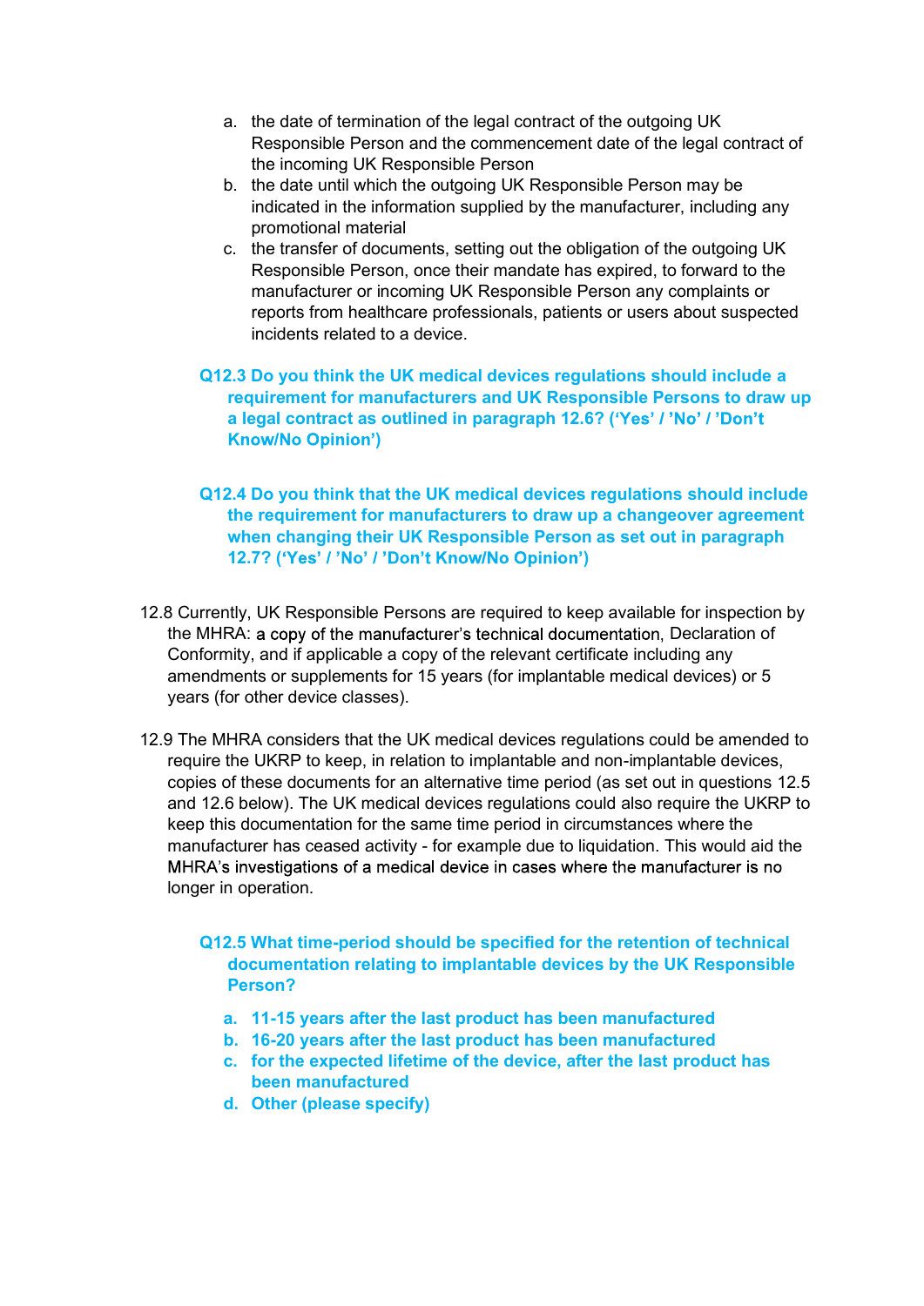a. the date of termination of the legal contract of the outgoing UK Responsible Person and the commencement date of the legal contract of the incoming UK Responsible Person
b. the date until which the outgoing UK Responsible Person may be indicated in the information supplied by the manufacturer, including any promotional material
c. the transfer of documents, setting out the obligation of the outgoing UK Responsible Person, once their mandate has expired, to forward to the manufacturer or incoming UK Responsible Person any complaints or reports from healthcare professionals, patients or users about suspected incidents related to a device.

**Q12.3 Do you think the UK medical devices regulations should include a requirement for manufacturers and UK Responsible Persons to draw up a legal contract as outlined in paragraph 12.6? (‘Yes’ / ’No’ / ’Don’t Know/No Opinion’)**

**Q12.4 Do you think that the UK medical devices regulations should include the requirement for manufacturers to draw up a changeover agreement when changing their UK Responsible Person as set out in paragraph 12.7? (‘Yes’ / ’No’ / ’Don’t Know/No Opinion’)**

12.8 Currently, UK Responsible Persons are required to keep available for inspection by the MHRA: a copy of the manufacturer’s technical documentation, Declaration of Conformity, and if applicable a copy of the relevant certificate including any amendments or supplements for 15 years (for implantable medical devices) or 5 years (for other device classes).

12.9 The MHRA considers that the UK medical devices regulations could be amended to require the UKRP to keep, in relation to implantable and non-implantable devices, copies of these documents for an alternative time period (as set out in questions 12.5 and 12.6 below). The UK medical devices regulations could also require the UKRP to keep this documentation for the same time period in circumstances where the manufacturer has ceased activity - for example due to liquidation. This would aid the MHRA’s investigations of a medical device in cases where the manufacturer is no longer in operation.

**Q12.5 What time-period should be specified for the retention of technical documentation relating to implantable devices by the UK Responsible Person?**

**a. 11-15 years after the last product has been manufactured**
**b. 16-20 years after the last product has been manufactured**
**c. for the expected lifetime of the device, after the last product has been manufactured**
**d. Other (please specify)**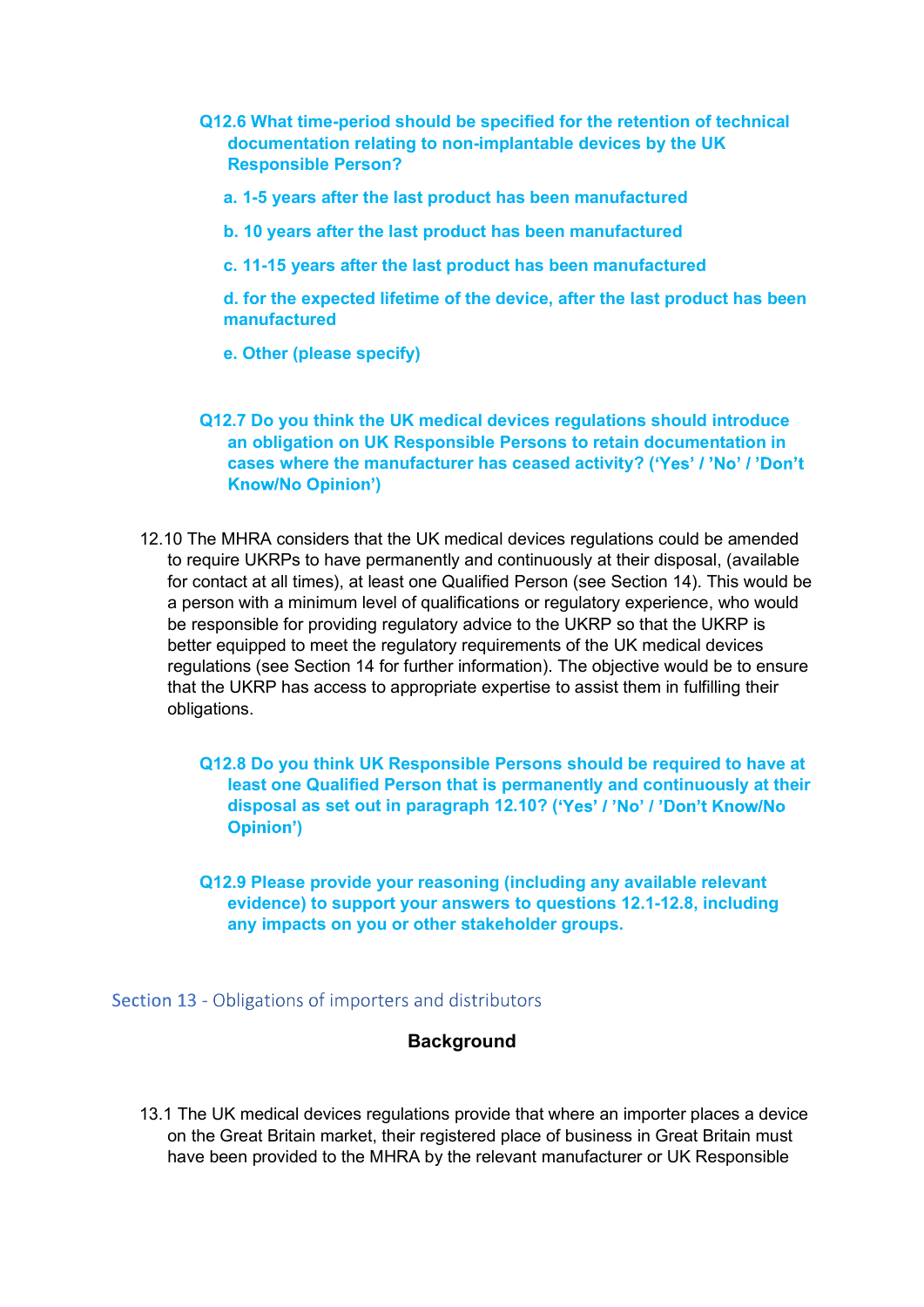**Q12.6 What time-period should be specified for the retention of technical documentation relating to non-implantable devices by the UK Responsible Person?**

**a. 1-5 years after the last product has been manufactured**

**b. 10 years after the last product has been manufactured**

**c. 11-15 years after the last product has been manufactured**

**d. for the expected lifetime of the device, after the last product has been manufactured**

**e. Other (please specify)**

**Q12.7 Do you think the UK medical devices regulations should introduce an obligation on UK Responsible Persons to retain documentation in cases where the manufacturer has ceased activity? ('Yes' / 'No' / 'Don't Know/No Opinion')**

12.10 The MHRA considers that the UK medical devices regulations could be amended to require UKRPs to have permanently and continuously at their disposal, (available for contact at all times), at least one Qualified Person (see Section 14). This would be a person with a minimum level of qualifications or regulatory experience, who would be responsible for providing regulatory advice to the UKRP so that the UKRP is better equipped to meet the regulatory requirements of the UK medical devices regulations (see Section 14 for further information). The objective would be to ensure that the UKRP has access to appropriate expertise to assist them in fulfilling their obligations.

**Q12.8 Do you think UK Responsible Persons should be required to have at least one Qualified Person that is permanently and continuously at their disposal as set out in paragraph 12.10? ('Yes' / 'No' / 'Don't Know/No Opinion')**

**Q12.9 Please provide your reasoning (including any available relevant evidence) to support your answers to questions 12.1-12.8, including any impacts on you or other stakeholder groups.**

## Section 13 - Obligations of importers and distributors

### Background

13.1 The UK medical devices regulations provide that where an importer places a device on the Great Britain market, their registered place of business in Great Britain must have been provided to the MHRA by the relevant manufacturer or UK Responsible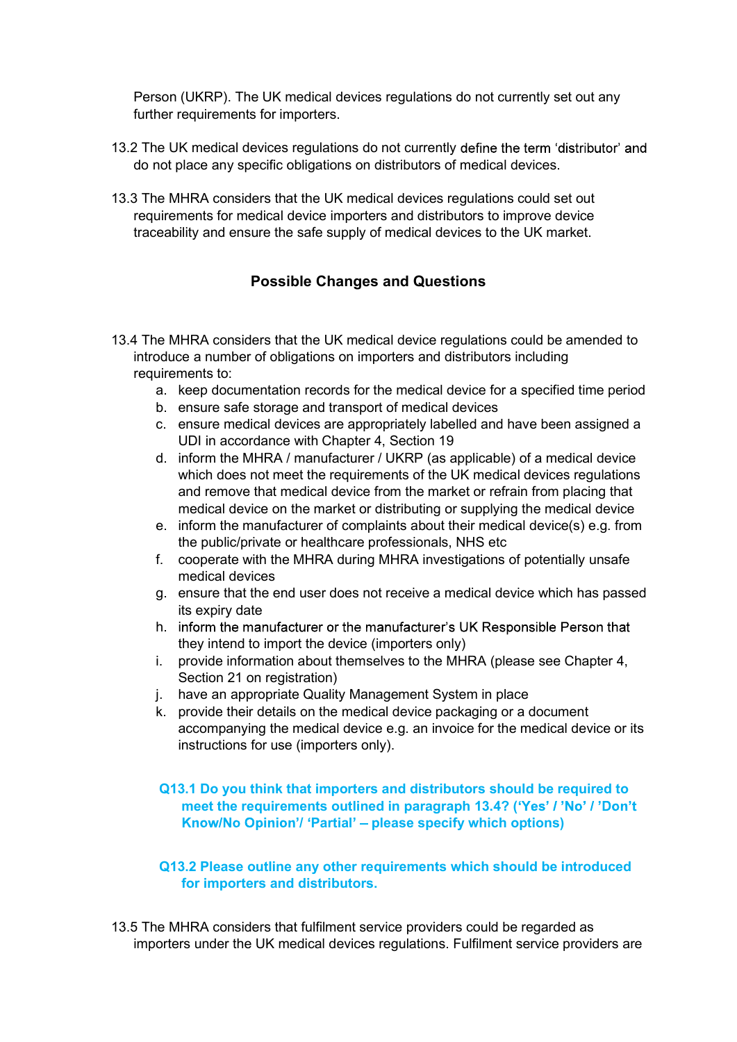Person (UKRP). The UK medical devices regulations do not currently set out any further requirements for importers.

13.2 The UK medical devices regulations do not currently define the term 'distributor' and do not place any specific obligations on distributors of medical devices.

13.3 The MHRA considers that the UK medical devices regulations could set out requirements for medical device importers and distributors to improve device traceability and ensure the safe supply of medical devices to the UK market.

### Possible Changes and Questions

13.4 The MHRA considers that the UK medical device regulations could be amended to introduce a number of obligations on importers and distributors including requirements to:

a. keep documentation records for the medical device for a specified time period
b. ensure safe storage and transport of medical devices
c. ensure medical devices are appropriately labelled and have been assigned a UDI in accordance with Chapter 4, Section 19
d. inform the MHRA / manufacturer / UKRP (as applicable) of a medical device which does not meet the requirements of the UK medical devices regulations and remove that medical device from the market or refrain from placing that medical device on the market or distributing or supplying the medical device
e. inform the manufacturer of complaints about their medical device(s) e.g. from the public/private or healthcare professionals, NHS etc
f. cooperate with the MHRA during MHRA investigations of potentially unsafe medical devices
g. ensure that the end user does not receive a medical device which has passed its expiry date
h. inform the manufacturer or the manufacturer's UK Responsible Person that they intend to import the device (importers only)
i. provide information about themselves to the MHRA (please see Chapter 4, Section 21 on registration)
j. have an appropriate Quality Management System in place
k. provide their details on the medical device packaging or a document accompanying the medical device e.g. an invoice for the medical device or its instructions for use (importers only).

**Q13.1 Do you think that importers and distributors should be required to meet the requirements outlined in paragraph 13.4? ('Yes' / 'No' / 'Don't Know/No Opinion'/ 'Partial' – please specify which options)**

**Q13.2 Please outline any other requirements which should be introduced for importers and distributors.**

13.5 The MHRA considers that fulfilment service providers could be regarded as importers under the UK medical devices regulations. Fulfilment service providers are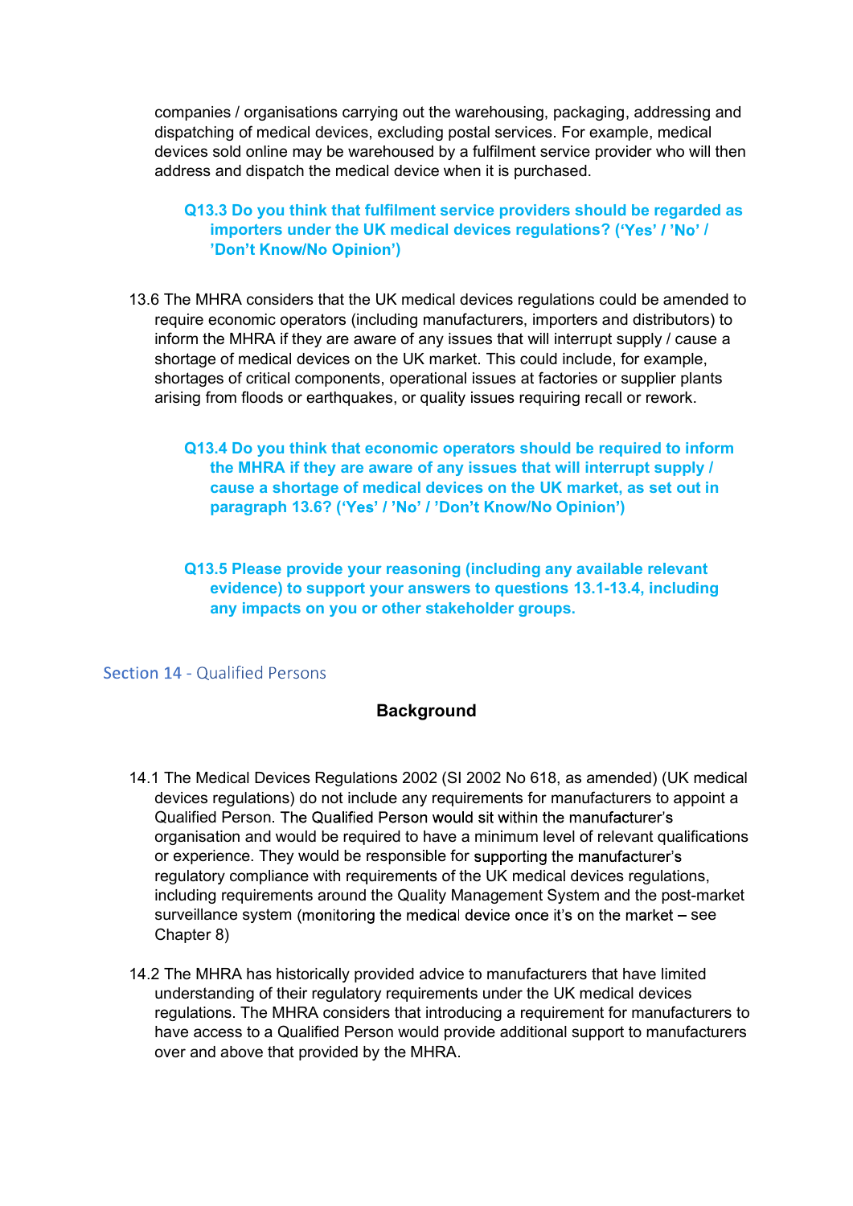companies / organisations carrying out the warehousing, packaging, addressing and dispatching of medical devices, excluding postal services. For example, medical devices sold online may be warehoused by a fulfilment service provider who will then address and dispatch the medical device when it is purchased.

**Q13.3 Do you think that fulfilment service providers should be regarded as importers under the UK medical devices regulations? ('Yes' / 'No' / 'Don't Know/No Opinion')**

13.6 The MHRA considers that the UK medical devices regulations could be amended to require economic operators (including manufacturers, importers and distributors) to inform the MHRA if they are aware of any issues that will interrupt supply / cause a shortage of medical devices on the UK market. This could include, for example, shortages of critical components, operational issues at factories or supplier plants arising from floods or earthquakes, or quality issues requiring recall or rework.

**Q13.4 Do you think that economic operators should be required to inform the MHRA if they are aware of any issues that will interrupt supply / cause a shortage of medical devices on the UK market, as set out in paragraph 13.6? ('Yes' / 'No' / 'Don't Know/No Opinion')**

**Q13.5 Please provide your reasoning (including any available relevant evidence) to support your answers to questions 13.1-13.4, including any impacts on you or other stakeholder groups.**

## Section 14 - Qualified Persons

### Background

14.1 The Medical Devices Regulations 2002 (SI 2002 No 618, as amended) (UK medical devices regulations) do not include any requirements for manufacturers to appoint a Qualified Person. The Qualified Person would sit within the manufacturer's organisation and would be required to have a minimum level of relevant qualifications or experience. They would be responsible for supporting the manufacturer's regulatory compliance with requirements of the UK medical devices regulations, including requirements around the Quality Management System and the post-market surveillance system (monitoring the medical device once it's on the market – see Chapter 8)

14.2 The MHRA has historically provided advice to manufacturers that have limited understanding of their regulatory requirements under the UK medical devices regulations. The MHRA considers that introducing a requirement for manufacturers to have access to a Qualified Person would provide additional support to manufacturers over and above that provided by the MHRA.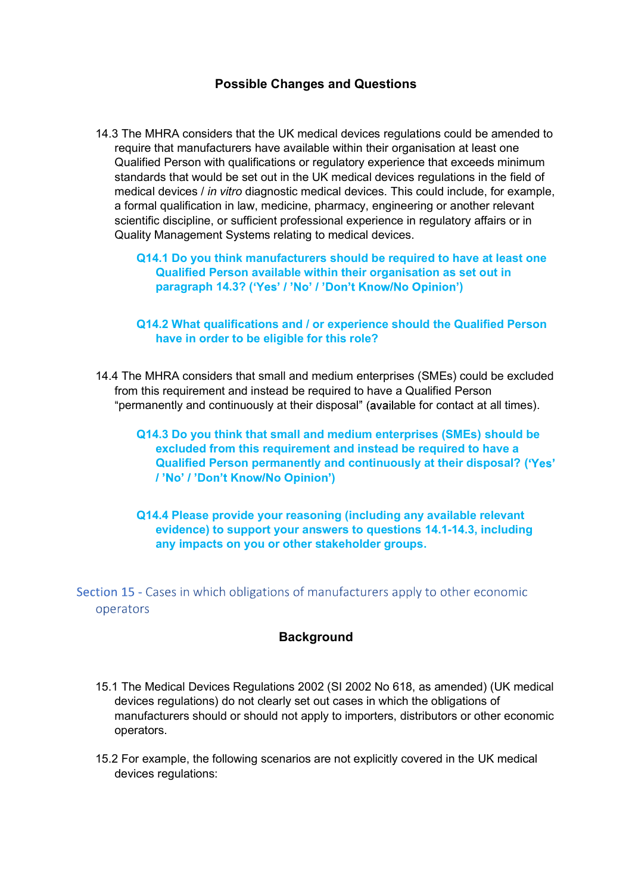### Possible Changes and Questions

14.3 The MHRA considers that the UK medical devices regulations could be amended to require that manufacturers have available within their organisation at least one Qualified Person with qualifications or regulatory experience that exceeds minimum standards that would be set out in the UK medical devices regulations in the field of medical devices / *in vitro* diagnostic medical devices. This could include, for example, a formal qualification in law, medicine, pharmacy, engineering or another relevant scientific discipline, or sufficient professional experience in regulatory affairs or in Quality Management Systems relating to medical devices.

**Q14.1 Do you think manufacturers should be required to have at least one Qualified Person available within their organisation as set out in paragraph 14.3? ('Yes' / 'No' / 'Don't Know/No Opinion')**

**Q14.2 What qualifications and / or experience should the Qualified Person have in order to be eligible for this role?**

14.4 The MHRA considers that small and medium enterprises (SMEs) could be excluded from this requirement and instead be required to have a Qualified Person "permanently and continuously at their disposal" (available for contact at all times).

**Q14.3 Do you think that small and medium enterprises (SMEs) should be excluded from this requirement and instead be required to have a Qualified Person permanently and continuously at their disposal? ('Yes' / 'No' / 'Don't Know/No Opinion')**

**Q14.4 Please provide your reasoning (including any available relevant evidence) to support your answers to questions 14.1-14.3, including any impacts on you or other stakeholder groups.**

## Section 15 - Cases in which obligations of manufacturers apply to other economic operators

### Background

15.1 The Medical Devices Regulations 2002 (SI 2002 No 618, as amended) (UK medical devices regulations) do not clearly set out cases in which the obligations of manufacturers should or should not apply to importers, distributors or other economic operators.

15.2 For example, the following scenarios are not explicitly covered in the UK medical devices regulations: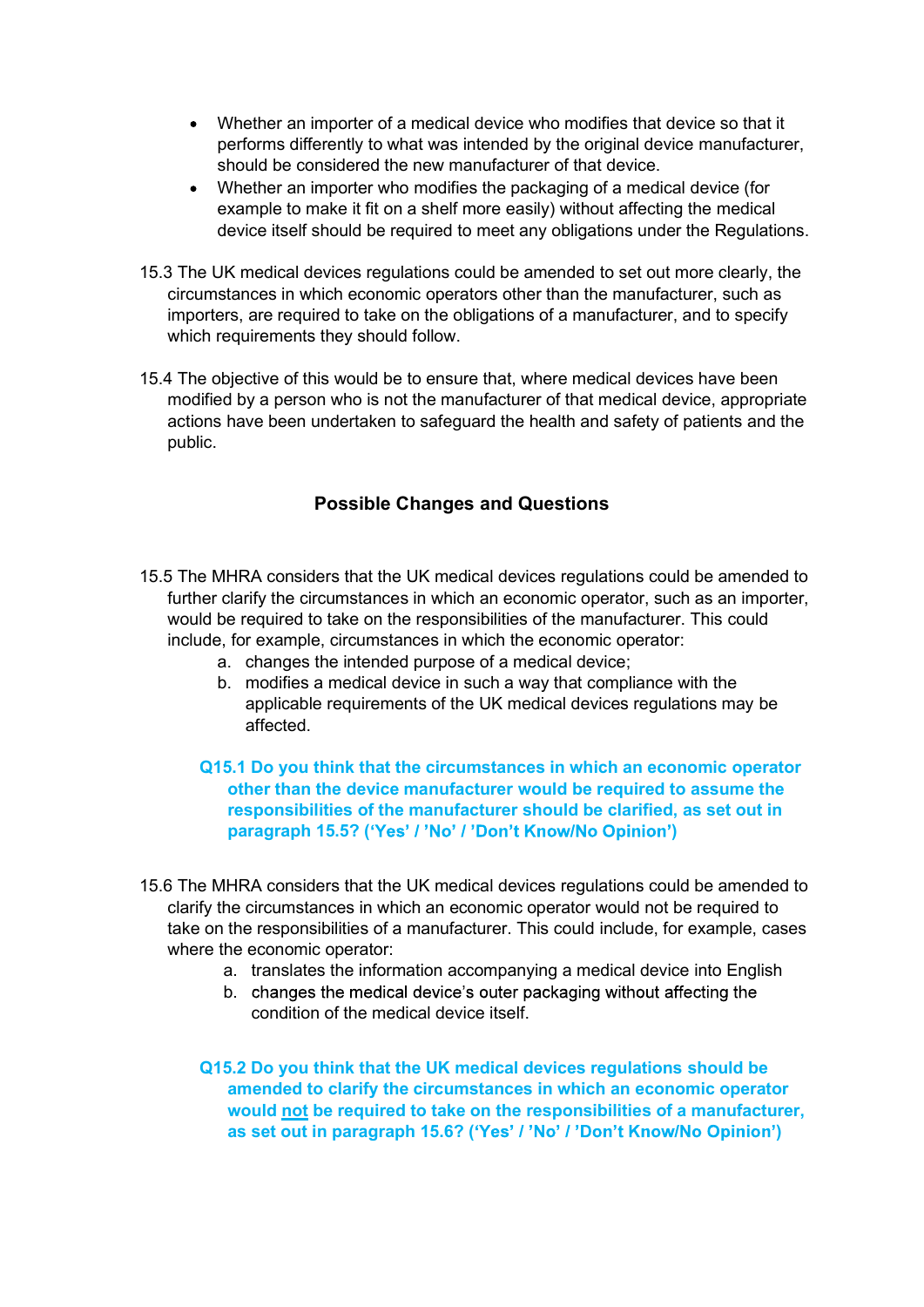- Whether an importer of a medical device who modifies that device so that it performs differently to what was intended by the original device manufacturer, should be considered the new manufacturer of that device.
- Whether an importer who modifies the packaging of a medical device (for example to make it fit on a shelf more easily) without affecting the medical device itself should be required to meet any obligations under the Regulations.

15.3 The UK medical devices regulations could be amended to set out more clearly, the circumstances in which economic operators other than the manufacturer, such as importers, are required to take on the obligations of a manufacturer, and to specify which requirements they should follow.

15.4 The objective of this would be to ensure that, where medical devices have been modified by a person who is not the manufacturer of that medical device, appropriate actions have been undertaken to safeguard the health and safety of patients and the public.

### Possible Changes and Questions

15.5 The MHRA considers that the UK medical devices regulations could be amended to further clarify the circumstances in which an economic operator, such as an importer, would be required to take on the responsibilities of the manufacturer. This could include, for example, circumstances in which the economic operator:

a. changes the intended purpose of a medical device;
b. modifies a medical device in such a way that compliance with the applicable requirements of the UK medical devices regulations may be affected.

**Q15.1 Do you think that the circumstances in which an economic operator other than the device manufacturer would be required to assume the responsibilities of the manufacturer should be clarified, as set out in paragraph 15.5? ('Yes' / 'No' / 'Don't Know/No Opinion')**

15.6 The MHRA considers that the UK medical devices regulations could be amended to clarify the circumstances in which an economic operator would not be required to take on the responsibilities of a manufacturer. This could include, for example, cases where the economic operator:

a. translates the information accompanying a medical device into English
b. changes the medical device's outer packaging without affecting the condition of the medical device itself.

**Q15.2 Do you think that the UK medical devices regulations should be amended to clarify the circumstances in which an economic operator would <u>not</u> be required to take on the responsibilities of a manufacturer, as set out in paragraph 15.6? ('Yes' / 'No' / 'Don't Know/No Opinion')**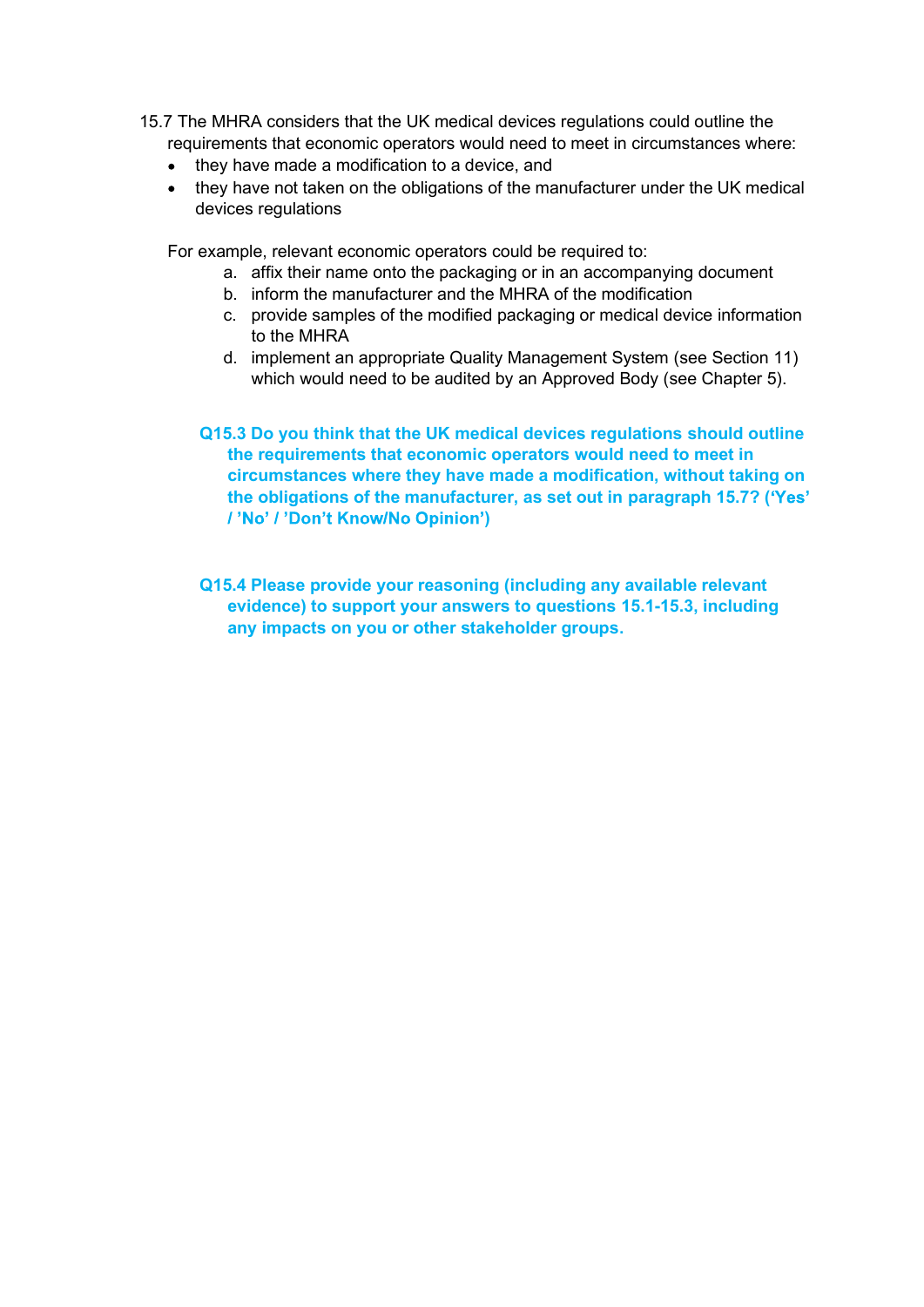15.7 The MHRA considers that the UK medical devices regulations could outline the requirements that economic operators would need to meet in circumstances where:

- they have made a modification to a device, and
- they have not taken on the obligations of the manufacturer under the UK medical devices regulations

For example, relevant economic operators could be required to:

a. affix their name onto the packaging or in an accompanying document
b. inform the manufacturer and the MHRA of the modification
c. provide samples of the modified packaging or medical device information to the MHRA
d. implement an appropriate Quality Management System (see Section 11) which would need to be audited by an Approved Body (see Chapter 5).

**Q15.3 Do you think that the UK medical devices regulations should outline the requirements that economic operators would need to meet in circumstances where they have made a modification, without taking on the obligations of the manufacturer, as set out in paragraph 15.7? ('Yes' / 'No' / 'Don't Know/No Opinion')**

**Q15.4 Please provide your reasoning (including any available relevant evidence) to support your answers to questions 15.1-15.3, including any impacts on you or other stakeholder groups.**